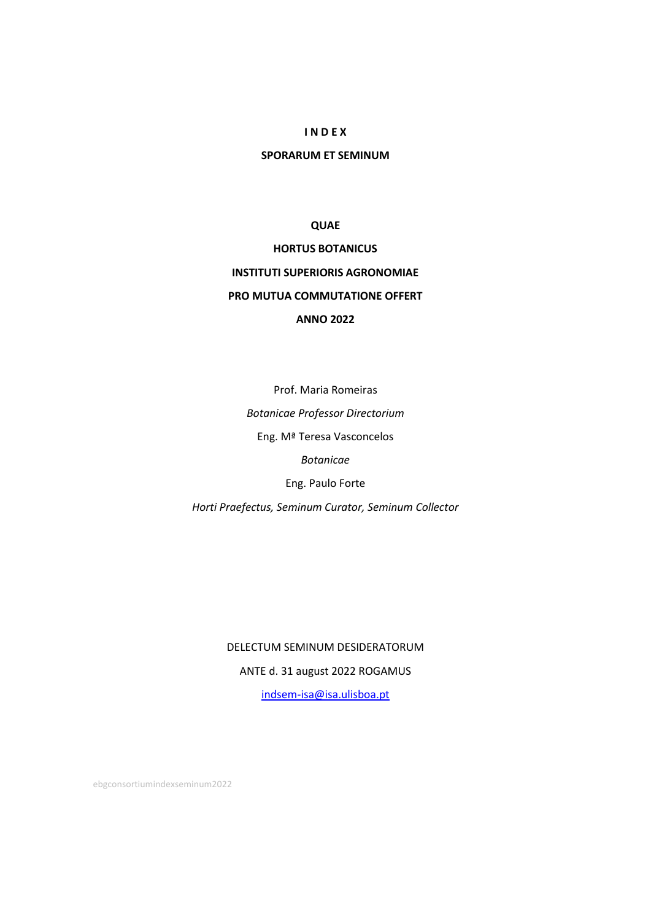# I N D E X

## SPORARUM ET SEMINUM

**QUAE**

**HORTUS BOTANICUS**

**INSTITUTI SUPERIORIS AGRONOMIAE**

**PRO MUTUA COMMUTATIONE OFFERT**

**ANNO 2022**

Prof. Maria Romeiras

*Botanicae Professor Directorium*

Eng. Mª Teresa Vasconcelos

*Botanicae*

Eng. Paulo Forte

*Horti Praefectus, Seminum Curator, Seminum Collector*

DELECTUM SEMINUM DESIDERATORUM

ANTE d. 31 august 2022 ROGAMUS

indsem-isa@isa.ulisboa.pt

ebgconsortiumindexseminum2022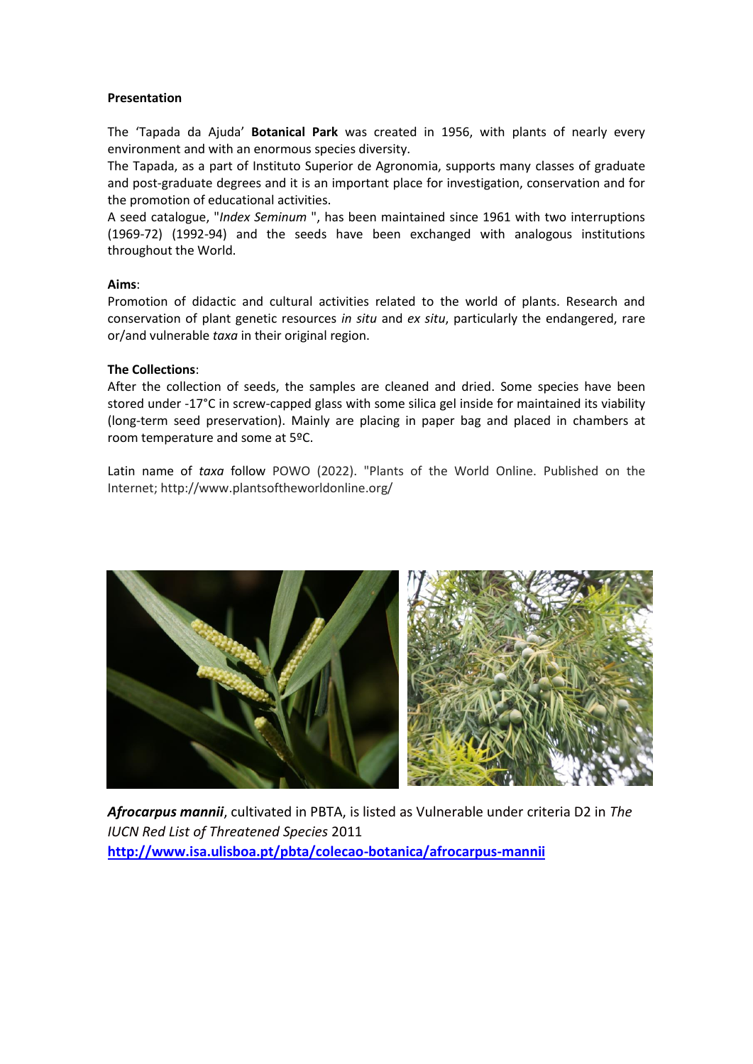**Presentation**

The 'Tapada da Ajuda' **Botanical Park** was created in 1956, with plants of nearly every environment and with an enormous species diversity.
The Tapada, as a part of Instituto Superior de Agronomia, supports many classes of graduate and post-graduate degrees and it is an important place for investigation, conservation and for the promotion of educational activities.
A seed catalogue, "*Index Seminum* ", has been maintained since 1961 with two interruptions (1969-72) (1992-94) and the seeds have been exchanged with analogous institutions throughout the World.

**Aims**:
Promotion of didactic and cultural activities related to the world of plants. Research and conservation of plant genetic resources *in situ* and *ex situ*, particularly the endangered, rare or/and vulnerable *taxa* in their original region.

**The Collections**:
After the collection of seeds, the samples are cleaned and dried. Some species have been stored under -17°C in screw-capped glass with some silica gel inside for maintained its viability (long-term seed preservation). Mainly are placing in paper bag and placed in chambers at room temperature and some at 5ºC.

Latin name of *taxa* follow POWO (2022). "Plants of the World Online. Published on the Internet; http://www.plantsoftheworldonline.org/

***Afrocarpus mannii***, cultivated in PBTA, is listed as Vulnerable under criteria D2 in *The IUCN Red List of Threatened Species* 2011
**http://www.isa.ulisboa.pt/pbta/colecao-botanica/afrocarpus-mannii**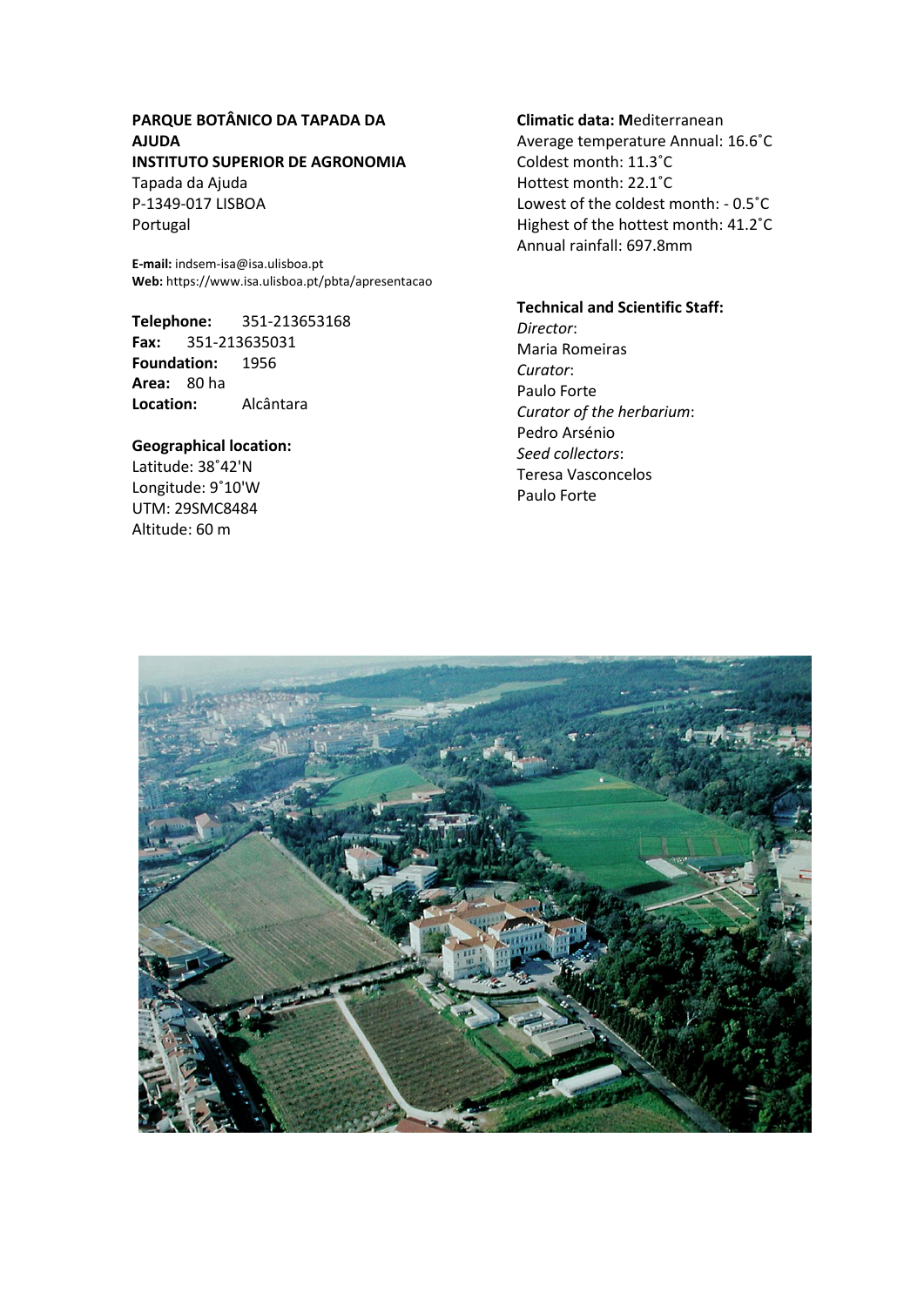**PARQUE BOTÂNICO DA TAPADA DA AJUDA**
**INSTITUTO SUPERIOR DE AGRONOMIA**
Tapada da Ajuda
P-1349-017 LISBOA
Portugal

**E-mail:** indsem-isa@isa.ulisboa.pt
**Web:** https://www.isa.ulisboa.pt/pbta/apresentacao

**Telephone:** 351-213653168
**Fax:** 351-213635031
**Foundation:** 1956
**Area:** 80 ha
**Location:** Alcântara

**Geographical location:**
Latitude: 38˚42'N
Longitude: 9˚10'W
UTM: 29SMC8484
Altitude: 60 m

**Climatic data: M**editerranean
Average temperature Annual: 16.6˚C
Coldest month: 11.3˚C
Hottest month: 22.1˚C
Lowest of the coldest month: - 0.5˚C
Highest of the hottest month: 41.2˚C
Annual rainfall: 697.8mm

**Technical and Scientific Staff:**
*Director*:
Maria Romeiras
*Curator*:
Paulo Forte
*Curator of the herbarium*:
Pedro Arsénio
*Seed collectors*:
Teresa Vasconcelos
Paulo Forte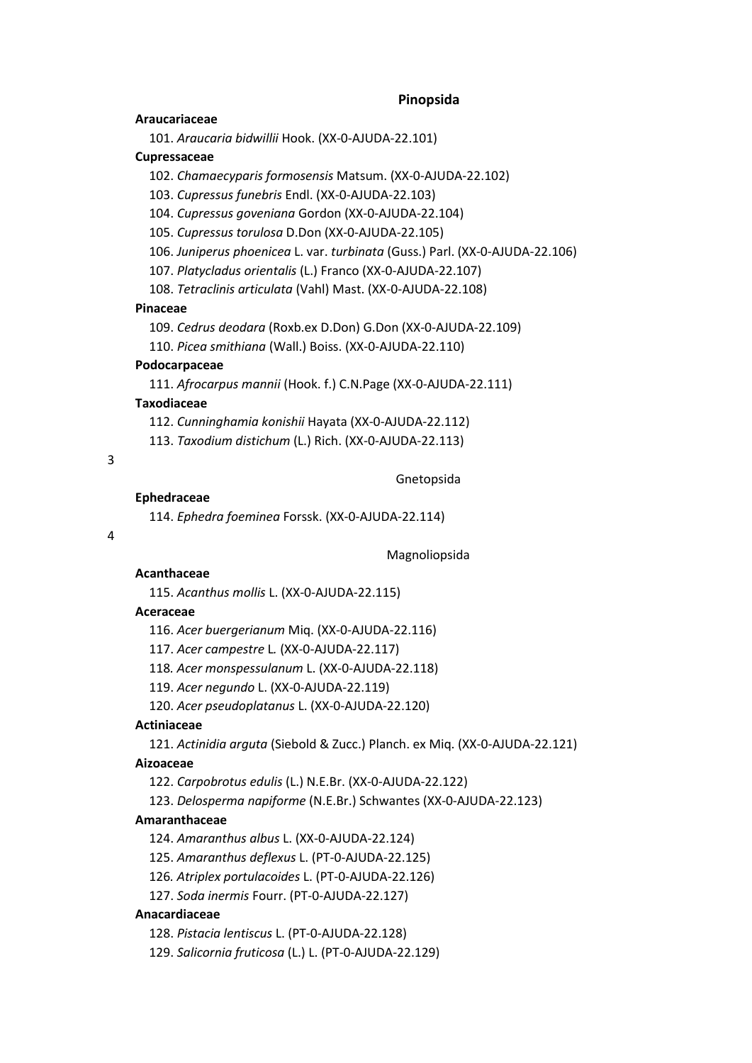## Pinopsida

**Araucariaceae**

101. *Araucaria bidwillii* Hook. (XX-0-AJUDA-22.101)

**Cupressaceae**

102. *Chamaecyparis formosensis* Matsum. (XX-0-AJUDA-22.102)
103. *Cupressus funebris* Endl. (XX-0-AJUDA-22.103)
104. *Cupressus goveniana* Gordon (XX-0-AJUDA-22.104)
105. *Cupressus torulosa* D.Don (XX-0-AJUDA-22.105)
106. *Juniperus phoenicea* L. var. *turbinata* (Guss.) Parl. (XX-0-AJUDA-22.106)
107. *Platycladus orientalis* (L.) Franco (XX-0-AJUDA-22.107)
108. *Tetraclinis articulata* (Vahl) Mast. (XX-0-AJUDA-22.108)

**Pinaceae**

109. *Cedrus deodara* (Roxb.ex D.Don) G.Don (XX-0-AJUDA-22.109)
110. *Picea smithiana* (Wall.) Boiss. (XX-0-AJUDA-22.110)

**Podocarpaceae**

111. *Afrocarpus mannii* (Hook. f.) C.N.Page (XX-0-AJUDA-22.111)

**Taxodiaceae**

112. *Cunninghamia konishii* Hayata (XX-0-AJUDA-22.112)
113. *Taxodium distichum* (L.) Rich. (XX-0-AJUDA-22.113)

3

## Gnetopsida

**Ephedraceae**

114. *Ephedra foeminea* Forssk. (XX-0-AJUDA-22.114)

4

## Magnoliopsida

**Acanthaceae**

115. *Acanthus mollis* L. (XX-0-AJUDA-22.115)

**Aceraceae**

116. *Acer buergerianum* Miq. (XX-0-AJUDA-22.116)
117. *Acer campestre* L. (XX-0-AJUDA-22.117)
118. *Acer monspessulanum* L. (XX-0-AJUDA-22.118)
119. *Acer negundo* L. (XX-0-AJUDA-22.119)
120. *Acer pseudoplatanus* L. (XX-0-AJUDA-22.120)

**Actiniaceae**

121. *Actinidia arguta* (Siebold & Zucc.) Planch. ex Miq. (XX-0-AJUDA-22.121)

**Aizoaceae**

122. *Carpobrotus edulis* (L.) N.E.Br. (XX-0-AJUDA-22.122)
123. *Delosperma napiforme* (N.E.Br.) Schwantes (XX-0-AJUDA-22.123)

**Amaranthaceae**

124. *Amaranthus albus* L. (XX-0-AJUDA-22.124)
125. *Amaranthus deflexus* L. (PT-0-AJUDA-22.125)
126. *Atriplex portulacoides* L. (PT-0-AJUDA-22.126)
127. *Soda inermis* Fourr. (PT-0-AJUDA-22.127)

**Anacardiaceae**

128. *Pistacia lentiscus* L. (PT-0-AJUDA-22.128)
129. *Salicornia fruticosa* (L.) L. (PT-0-AJUDA-22.129)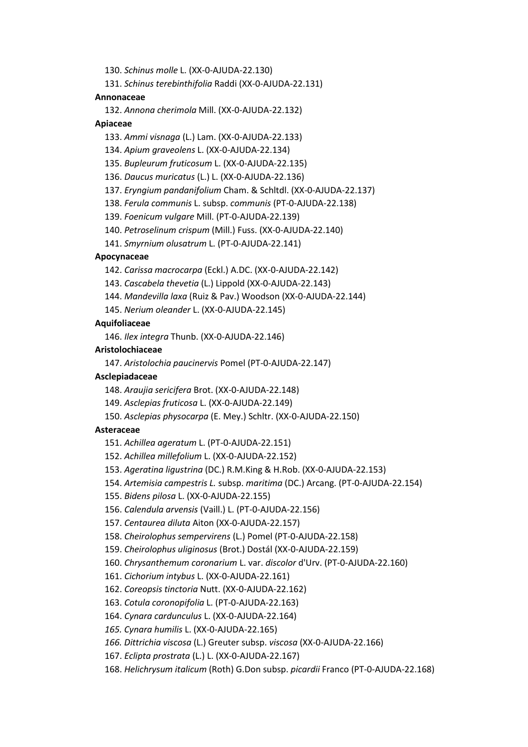130. *Schinus molle* L. (XX-0-AJUDA-22.130)
131. *Schinus terebinthifolia* Raddi (XX-0-AJUDA-22.131)

**Annonaceae**

132. *Annona cherimola* Mill. (XX-0-AJUDA-22.132)

**Apiaceae**

133. *Ammi visnaga* (L.) Lam. (XX-0-AJUDA-22.133)
134. *Apium graveolens* L. (XX-0-AJUDA-22.134)
135. *Bupleurum fruticosum* L. (XX-0-AJUDA-22.135)
136. *Daucus muricatus* (L.) L. (XX-0-AJUDA-22.136)
137. *Eryngium pandanifolium* Cham. & Schltdl. (XX-0-AJUDA-22.137)
138. *Ferula communis* L. subsp. *communis* (PT-0-AJUDA-22.138)
139. *Foenicum vulgare* Mill. (PT-0-AJUDA-22.139)
140. *Petroselinum crispum* (Mill.) Fuss. (XX-0-AJUDA-22.140)
141. *Smyrnium olusatrum* L. (PT-0-AJUDA-22.141)

**Apocynaceae**

142. *Carissa macrocarpa* (Eckl.) A.DC. (XX-0-AJUDA-22.142)
143. *Cascabela thevetia* (L.) Lippold (XX-0-AJUDA-22.143)
144. *Mandevilla laxa* (Ruiz & Pav.) Woodson (XX-0-AJUDA-22.144)
145. *Nerium oleander* L. (XX-0-AJUDA-22.145)

**Aquifoliaceae**

146. *Ilex integra* Thunb. (XX-0-AJUDA-22.146)

**Aristolochiaceae**

147. *Aristolochia paucinervis* Pomel (PT-0-AJUDA-22.147)

**Asclepiadaceae**

148. *Araujia sericifera* Brot. (XX-0-AJUDA-22.148)
149. *Asclepias fruticosa* L. (XX-0-AJUDA-22.149)
150. *Asclepias physocarpa* (E. Mey.) Schltr. (XX-0-AJUDA-22.150)

**Asteraceae**

151. *Achillea ageratum* L. (PT-0-AJUDA-22.151)
152. *Achillea millefolium* L. (XX-0-AJUDA-22.152)
153. *Ageratina ligustrina* (DC.) R.M.King & H.Rob. (XX-0-AJUDA-22.153)
154. *Artemisia campestris L.* subsp. *maritima* (DC.) Arcang. (PT-0-AJUDA-22.154)
155. *Bidens pilosa* L. (XX-0-AJUDA-22.155)
156. *Calendula arvensis* (Vaill.) L. (PT-0-AJUDA-22.156)
157. *Centaurea diluta* Aiton (XX-0-AJUDA-22.157)
158. *Cheirolophus sempervirens* (L.) Pomel (PT-0-AJUDA-22.158)
159. *Cheirolophus uliginosus* (Brot.) Dostál (XX-0-AJUDA-22.159)
160. *Chrysanthemum coronarium* L. var. *discolor* d'Urv. (PT-0-AJUDA-22.160)
161. *Cichorium intybus* L. (XX-0-AJUDA-22.161)
162. *Coreopsis tinctoria* Nutt. (XX-0-AJUDA-22.162)
163. *Cotula coronopifolia* L. (PT-0-AJUDA-22.163)
164. *Cynara cardunculus* L. (XX-0-AJUDA-22.164)
165. *Cynara humilis* L. (XX-0-AJUDA-22.165)
166. *Dittrichia viscosa* (L.) Greuter subsp. *viscosa* (XX-0-AJUDA-22.166)
167. *Eclipta prostrata* (L.) L. (XX-0-AJUDA-22.167)
168. *Helichrysum italicum* (Roth) G.Don subsp. *picardii* Franco (PT-0-AJUDA-22.168)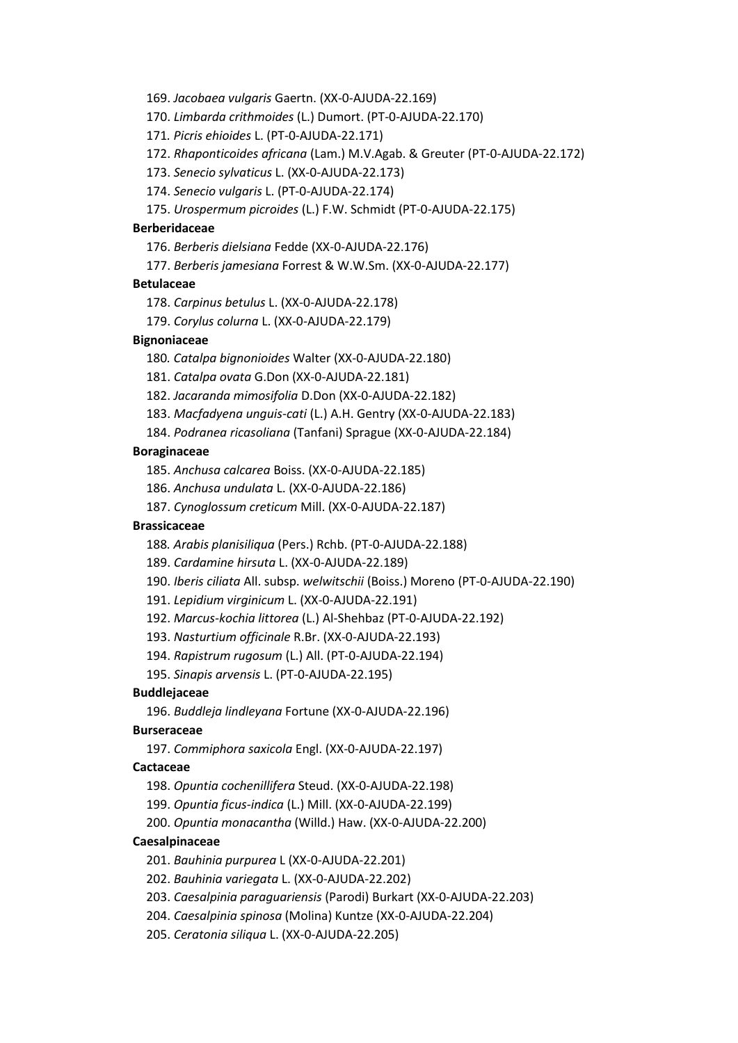169. *Jacobaea vulgaris* Gaertn. (XX-0-AJUDA-22.169)
170. *Limbarda crithmoides* (L.) Dumort. (PT-0-AJUDA-22.170)
171. *Picris ehioides* L. (PT-0-AJUDA-22.171)
172. *Rhaponticoides africana* (Lam.) M.V.Agab. & Greuter (PT-0-AJUDA-22.172)
173. *Senecio sylvaticus* L. (XX-0-AJUDA-22.173)
174. *Senecio vulgaris* L. (PT-0-AJUDA-22.174)
175. *Urospermum picroides* (L.) F.W. Schmidt (PT-0-AJUDA-22.175)

**Berberidaceae**

176. *Berberis dielsiana* Fedde (XX-0-AJUDA-22.176)
177. *Berberis jamesiana* Forrest & W.W.Sm. (XX-0-AJUDA-22.177)

**Betulaceae**

178. *Carpinus betulus* L. (XX-0-AJUDA-22.178)
179. *Corylus colurna* L. (XX-0-AJUDA-22.179)

**Bignoniaceae**

180. *Catalpa bignonioides* Walter (XX-0-AJUDA-22.180)
181. *Catalpa ovata* G.Don (XX-0-AJUDA-22.181)
182. *Jacaranda mimosifolia* D.Don (XX-0-AJUDA-22.182)
183. *Macfadyena unguis-cati* (L.) A.H. Gentry (XX-0-AJUDA-22.183)
184. *Podranea ricasoliana* (Tanfani) Sprague (XX-0-AJUDA-22.184)

**Boraginaceae**

185. *Anchusa calcarea* Boiss. (XX-0-AJUDA-22.185)
186. *Anchusa undulata* L. (XX-0-AJUDA-22.186)
187. *Cynoglossum creticum* Mill. (XX-0-AJUDA-22.187)

**Brassicaceae**

188. *Arabis planisiliqua* (Pers.) Rchb. (PT-0-AJUDA-22.188)
189. *Cardamine hirsuta* L. (XX-0-AJUDA-22.189)
190. *Iberis ciliata* All. subsp. *welwitschii* (Boiss.) Moreno (PT-0-AJUDA-22.190)
191. *Lepidium virginicum* L. (XX-0-AJUDA-22.191)
192. *Marcus-kochia littorea* (L.) Al-Shehbaz (PT-0-AJUDA-22.192)
193. *Nasturtium officinale* R.Br. (XX-0-AJUDA-22.193)
194. *Rapistrum rugosum* (L.) All. (PT-0-AJUDA-22.194)
195. *Sinapis arvensis* L. (PT-0-AJUDA-22.195)

**Buddlejaceae**

196. *Buddleja lindleyana* Fortune (XX-0-AJUDA-22.196)

**Burseraceae**

197. *Commiphora saxicola* Engl. (XX-0-AJUDA-22.197)

**Cactaceae**

198. *Opuntia cochenillifera* Steud. (XX-0-AJUDA-22.198)
199. *Opuntia ficus-indica* (L.) Mill. (XX-0-AJUDA-22.199)
200. *Opuntia monacantha* (Willd.) Haw. (XX-0-AJUDA-22.200)

**Caesalpinaceae**

201. *Bauhinia purpurea* L (XX-0-AJUDA-22.201)
202. *Bauhinia variegata* L. (XX-0-AJUDA-22.202)
203. *Caesalpinia paraguariensis* (Parodi) Burkart (XX-0-AJUDA-22.203)
204. *Caesalpinia spinosa* (Molina) Kuntze (XX-0-AJUDA-22.204)
205. *Ceratonia siliqua* L. (XX-0-AJUDA-22.205)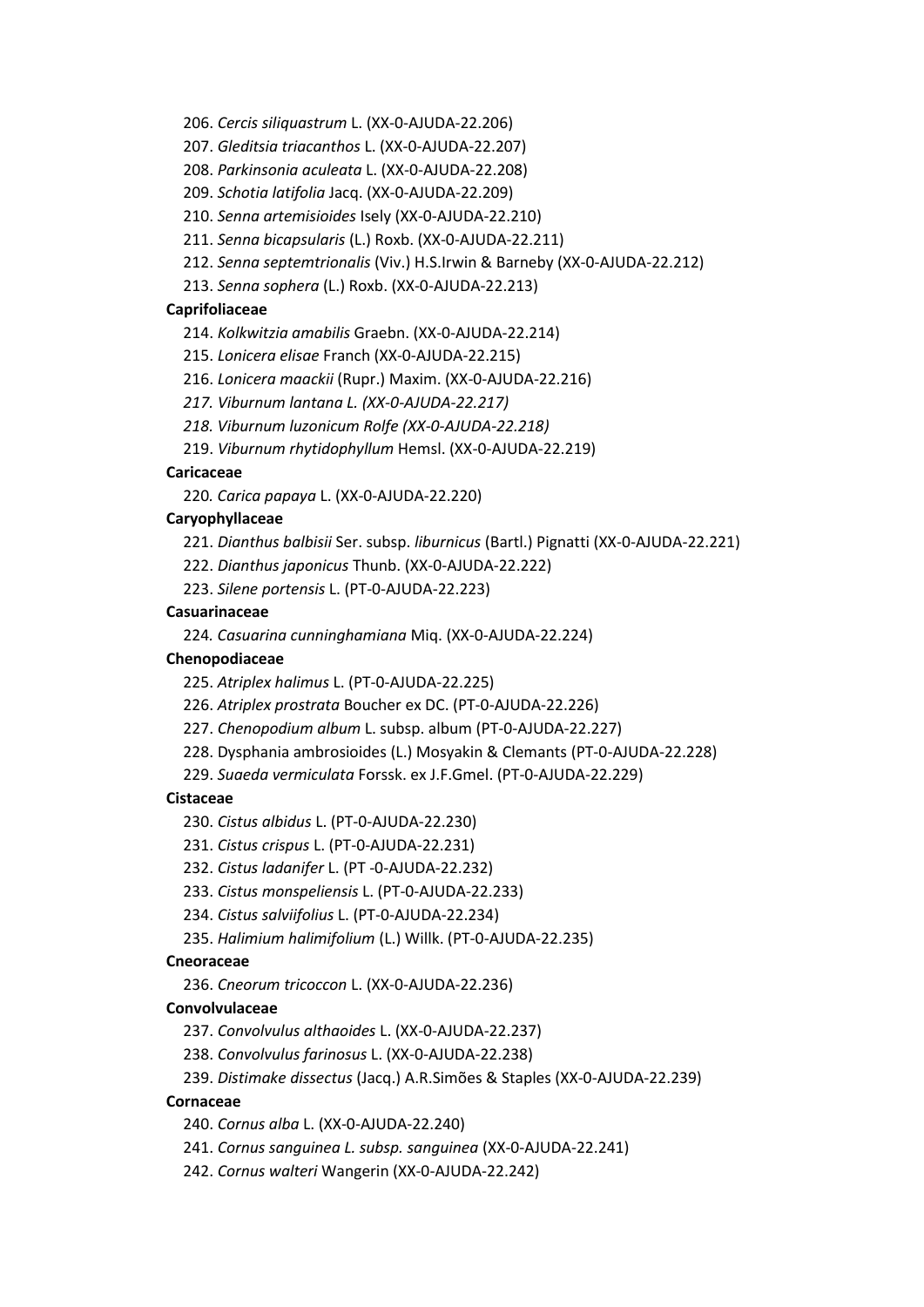206. *Cercis siliquastrum* L. (XX-0-AJUDA-22.206)

207. *Gleditsia triacanthos* L. (XX-0-AJUDA-22.207)

208. *Parkinsonia aculeata* L. (XX-0-AJUDA-22.208)

209. *Schotia latifolia* Jacq. (XX-0-AJUDA-22.209)

210. *Senna artemisioides* Isely (XX-0-AJUDA-22.210)

211. *Senna bicapsularis* (L.) Roxb. (XX-0-AJUDA-22.211)

212. *Senna septemtrionalis* (Viv.) H.S.Irwin & Barneby (XX-0-AJUDA-22.212)

213. *Senna sophera* (L.) Roxb. (XX-0-AJUDA-22.213)

**Caprifoliaceae**

214. *Kolkwitzia amabilis* Graebn. (XX-0-AJUDA-22.214)

215. *Lonicera elisae* Franch (XX-0-AJUDA-22.215)

216. *Lonicera maackii* (Rupr.) Maxim. (XX-0-AJUDA-22.216)

*217. Viburnum lantana L. (XX-0-AJUDA-22.217)*

*218. Viburnum luzonicum Rolfe (XX-0-AJUDA-22.218)*

219. *Viburnum rhytidophyllum* Hemsl. (XX-0-AJUDA-22.219)

**Caricaceae**

220. *Carica papaya* L. (XX-0-AJUDA-22.220)

**Caryophyllaceae**

221. *Dianthus balbisii* Ser. subsp. *liburnicus* (Bartl.) Pignatti (XX-0-AJUDA-22.221)

222. *Dianthus japonicus* Thunb. (XX-0-AJUDA-22.222)

223. *Silene portensis* L. (PT-0-AJUDA-22.223)

**Casuarinaceae**

224. *Casuarina cunninghamiana* Miq. (XX-0-AJUDA-22.224)

**Chenopodiaceae**

225. *Atriplex halimus* L. (PT-0-AJUDA-22.225)

226. *Atriplex prostrata* Boucher ex DC. (PT-0-AJUDA-22.226)

227. *Chenopodium album* L. subsp. album (PT-0-AJUDA-22.227)

228. Dysphania ambrosioides (L.) Mosyakin & Clemants (PT-0-AJUDA-22.228)

229. *Suaeda vermiculata* Forssk. ex J.F.Gmel. (PT-0-AJUDA-22.229)

**Cistaceae**

230. *Cistus albidus* L. (PT-0-AJUDA-22.230)

231. *Cistus crispus* L. (PT-0-AJUDA-22.231)

232. *Cistus ladanifer* L. (PT -0-AJUDA-22.232)

233. *Cistus monspeliensis* L. (PT-0-AJUDA-22.233)

234. *Cistus salviifolius* L. (PT-0-AJUDA-22.234)

235. *Halimium halimifolium* (L.) Willk. (PT-0-AJUDA-22.235)

**Cneoraceae**

236. *Cneorum tricoccon* L. (XX-0-AJUDA-22.236)

**Convolvulaceae**

237. *Convolvulus althaoides* L. (XX-0-AJUDA-22.237)

238. *Convolvulus farinosus* L. (XX-0-AJUDA-22.238)

239. *Distimake dissectus* (Jacq.) A.R.Simões & Staples (XX-0-AJUDA-22.239)

**Cornaceae**

240. *Cornus alba* L. (XX-0-AJUDA-22.240)

241. *Cornus sanguinea L. subsp. sanguinea* (XX-0-AJUDA-22.241)

242. *Cornus walteri* Wangerin (XX-0-AJUDA-22.242)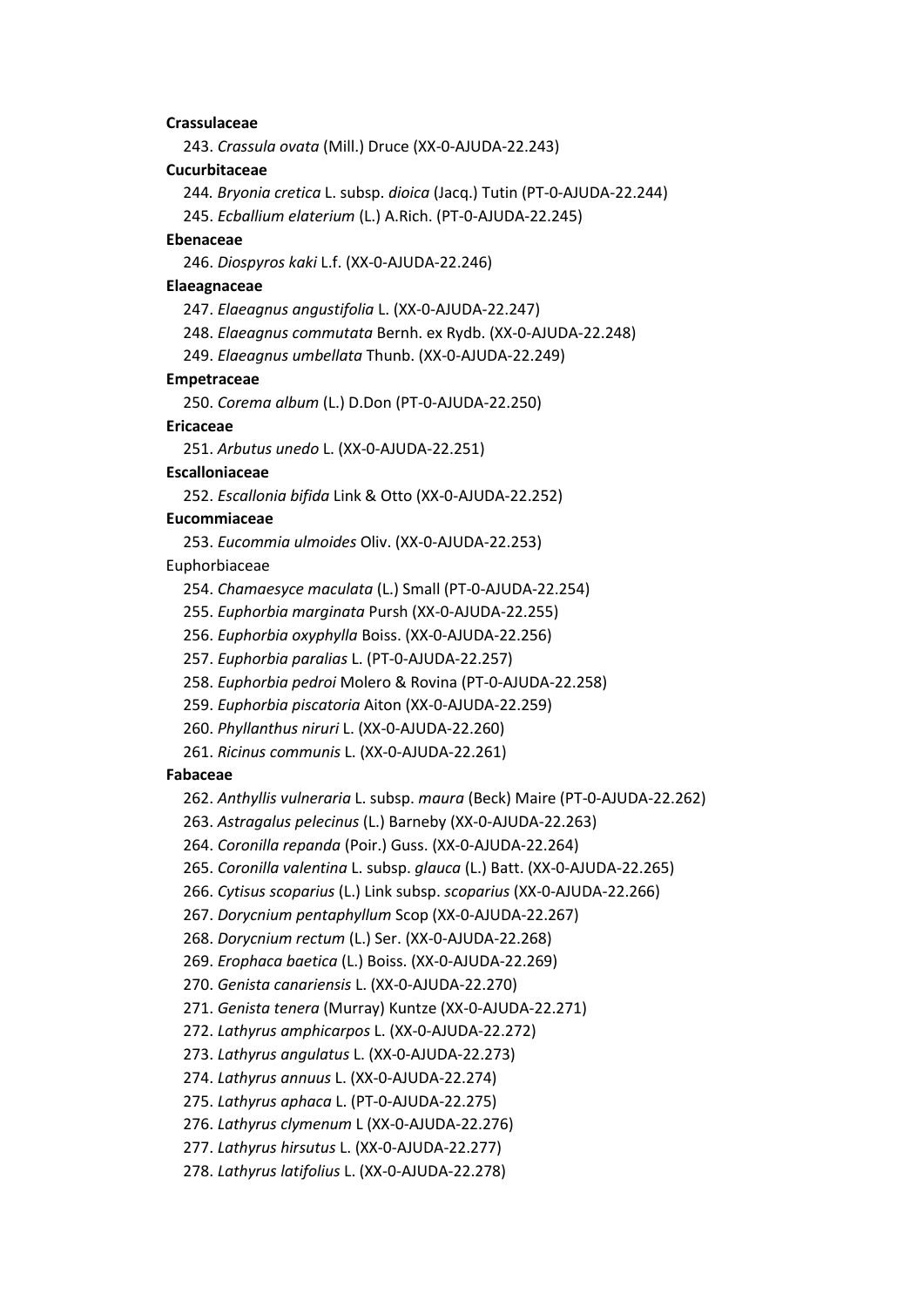**Crassulaceae**

243. *Crassula ovata* (Mill.) Druce (XX-0-AJUDA-22.243)

**Cucurbitaceae**

244. *Bryonia cretica* L. subsp. *dioica* (Jacq.) Tutin (PT-0-AJUDA-22.244)

245. *Ecballium elaterium* (L.) A.Rich. (PT-0-AJUDA-22.245)

**Ebenaceae**

246. *Diospyros kaki* L.f. (XX-0-AJUDA-22.246)

**Elaeagnaceae**

247. *Elaeagnus angustifolia* L. (XX-0-AJUDA-22.247)

248. *Elaeagnus commutata* Bernh. ex Rydb. (XX-0-AJUDA-22.248)

249. *Elaeagnus umbellata* Thunb. (XX-0-AJUDA-22.249)

**Empetraceae**

250. *Corema album* (L.) D.Don (PT-0-AJUDA-22.250)

**Ericaceae**

251. *Arbutus unedo* L. (XX-0-AJUDA-22.251)

**Escalloniaceae**

252. *Escallonia bifida* Link & Otto (XX-0-AJUDA-22.252)

**Eucommiaceae**

253. *Eucommia ulmoides* Oliv. (XX-0-AJUDA-22.253)

Euphorbiaceae

254. *Chamaesyce maculata* (L.) Small (PT-0-AJUDA-22.254)

255. *Euphorbia marginata* Pursh (XX-0-AJUDA-22.255)

256. *Euphorbia oxyphylla* Boiss. (XX-0-AJUDA-22.256)

257. *Euphorbia paralias* L. (PT-0-AJUDA-22.257)

258. *Euphorbia pedroi* Molero & Rovina (PT-0-AJUDA-22.258)

259. *Euphorbia piscatoria* Aiton (XX-0-AJUDA-22.259)

260. *Phyllanthus niruri* L. (XX-0-AJUDA-22.260)

261. *Ricinus communis* L. (XX-0-AJUDA-22.261)

**Fabaceae**

262. *Anthyllis vulneraria* L. subsp. *maura* (Beck) Maire (PT-0-AJUDA-22.262)

263. *Astragalus pelecinus* (L.) Barneby (XX-0-AJUDA-22.263)

264. *Coronilla repanda* (Poir.) Guss. (XX-0-AJUDA-22.264)

265. *Coronilla valentina* L. subsp. *glauca* (L.) Batt. (XX-0-AJUDA-22.265)

266. *Cytisus scoparius* (L.) Link subsp. *scoparius* (XX-0-AJUDA-22.266)

267. *Dorycnium pentaphyllum* Scop (XX-0-AJUDA-22.267)

268. *Dorycnium rectum* (L.) Ser. (XX-0-AJUDA-22.268)

269. *Erophaca baetica* (L.) Boiss. (XX-0-AJUDA-22.269)

270. *Genista canariensis* L. (XX-0-AJUDA-22.270)

271. *Genista tenera* (Murray) Kuntze (XX-0-AJUDA-22.271)

272. *Lathyrus amphicarpos* L. (XX-0-AJUDA-22.272)

273. *Lathyrus angulatus* L. (XX-0-AJUDA-22.273)

274. *Lathyrus annuus* L. (XX-0-AJUDA-22.274)

275. *Lathyrus aphaca* L. (PT-0-AJUDA-22.275)

276. *Lathyrus clymenum* L (XX-0-AJUDA-22.276)

277. *Lathyrus hirsutus* L. (XX-0-AJUDA-22.277)

278. *Lathyrus latifolius* L. (XX-0-AJUDA-22.278)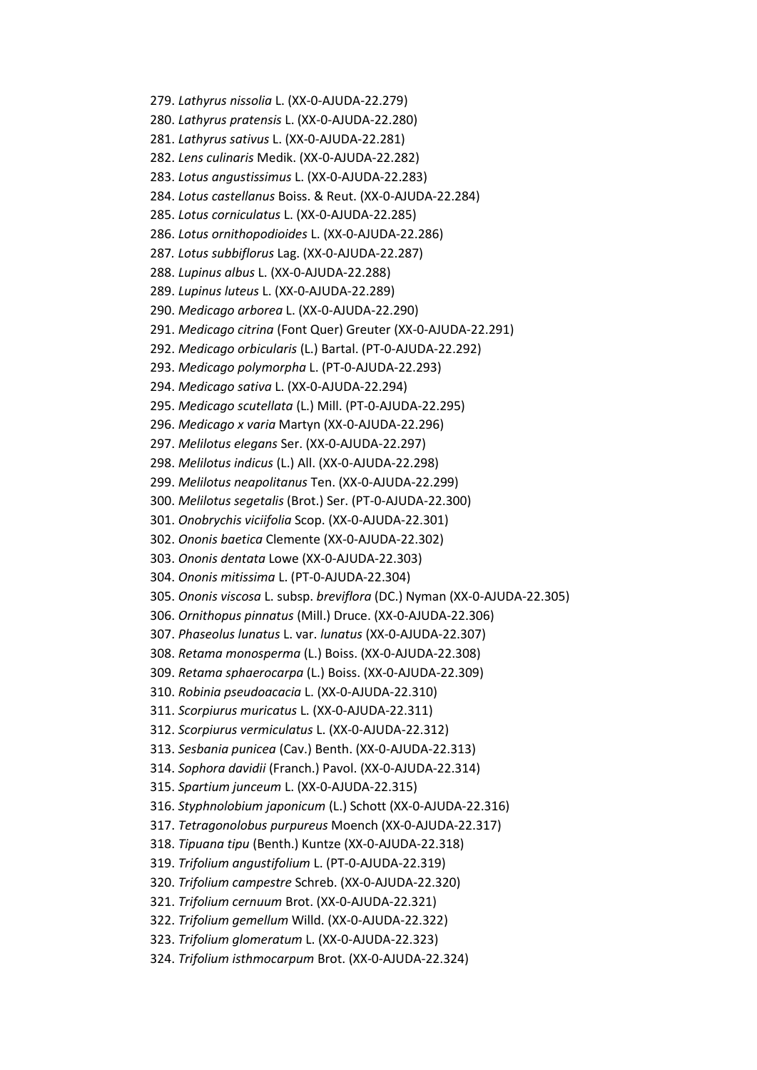279. *Lathyrus nissolia* L. (XX-0-AJUDA-22.279)
280. *Lathyrus pratensis* L. (XX-0-AJUDA-22.280)
281. *Lathyrus sativus* L. (XX-0-AJUDA-22.281)
282. *Lens culinaris* Medik. (XX-0-AJUDA-22.282)
283. *Lotus angustissimus* L. (XX-0-AJUDA-22.283)
284. *Lotus castellanus* Boiss. & Reut. (XX-0-AJUDA-22.284)
285. *Lotus corniculatus* L. (XX-0-AJUDA-22.285)
286. *Lotus ornithopodioides* L. (XX-0-AJUDA-22.286)
287. *Lotus subbiflorus* Lag. (XX-0-AJUDA-22.287)
288. *Lupinus albus* L. (XX-0-AJUDA-22.288)
289. *Lupinus luteus* L. (XX-0-AJUDA-22.289)
290. *Medicago arborea* L. (XX-0-AJUDA-22.290)
291. *Medicago citrina* (Font Quer) Greuter (XX-0-AJUDA-22.291)
292. *Medicago orbicularis* (L.) Bartal. (PT-0-AJUDA-22.292)
293. *Medicago polymorpha* L. (PT-0-AJUDA-22.293)
294. *Medicago sativa* L. (XX-0-AJUDA-22.294)
295. *Medicago scutellata* (L.) Mill. (PT-0-AJUDA-22.295)
296. *Medicago x varia* Martyn (XX-0-AJUDA-22.296)
297. *Melilotus elegans* Ser. (XX-0-AJUDA-22.297)
298. *Melilotus indicus* (L.) All. (XX-0-AJUDA-22.298)
299. *Melilotus neapolitanus* Ten. (XX-0-AJUDA-22.299)
300. *Melilotus segetalis* (Brot.) Ser. (PT-0-AJUDA-22.300)
301. *Onobrychis viciifolia* Scop. (XX-0-AJUDA-22.301)
302. *Ononis baetica* Clemente (XX-0-AJUDA-22.302)
303. *Ononis dentata* Lowe (XX-0-AJUDA-22.303)
304. *Ononis mitissima* L. (PT-0-AJUDA-22.304)
305. *Ononis viscosa* L. subsp. *breviflora* (DC.) Nyman (XX-0-AJUDA-22.305)
306. *Ornithopus pinnatus* (Mill.) Druce. (XX-0-AJUDA-22.306)
307. *Phaseolus lunatus* L. var. *lunatus* (XX-0-AJUDA-22.307)
308. *Retama monosperma* (L.) Boiss. (XX-0-AJUDA-22.308)
309. *Retama sphaerocarpa* (L.) Boiss. (XX-0-AJUDA-22.309)
310. *Robinia pseudoacacia* L. (XX-0-AJUDA-22.310)
311. *Scorpiurus muricatus* L. (XX-0-AJUDA-22.311)
312. *Scorpiurus vermiculatus* L. (XX-0-AJUDA-22.312)
313. *Sesbania punicea* (Cav.) Benth. (XX-0-AJUDA-22.313)
314. *Sophora davidii* (Franch.) Pavol. (XX-0-AJUDA-22.314)
315. *Spartium junceum* L. (XX-0-AJUDA-22.315)
316. *Styphnolobium japonicum* (L.) Schott (XX-0-AJUDA-22.316)
317. *Tetragonolobus purpureus* Moench (XX-0-AJUDA-22.317)
318. *Tipuana tipu* (Benth.) Kuntze (XX-0-AJUDA-22.318)
319. *Trifolium angustifolium* L. (PT-0-AJUDA-22.319)
320. *Trifolium campestre* Schreb. (XX-0-AJUDA-22.320)
321. *Trifolium cernuum* Brot. (XX-0-AJUDA-22.321)
322. *Trifolium gemellum* Willd. (XX-0-AJUDA-22.322)
323. *Trifolium glomeratum* L. (XX-0-AJUDA-22.323)
324. *Trifolium isthmocarpum* Brot. (XX-0-AJUDA-22.324)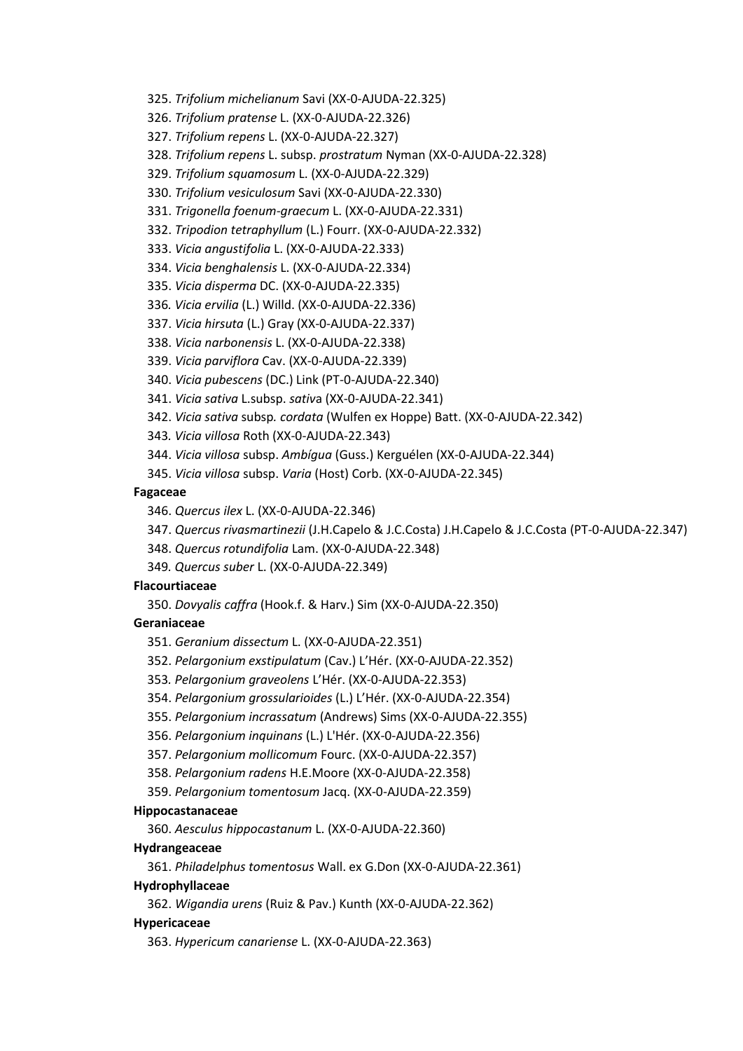325. *Trifolium michelianum* Savi (XX-0-AJUDA-22.325)
326. *Trifolium pratense* L. (XX-0-AJUDA-22.326)
327. *Trifolium repens* L. (XX-0-AJUDA-22.327)
328. *Trifolium repens* L. subsp. *prostratum* Nyman (XX-0-AJUDA-22.328)
329. *Trifolium squamosum* L. (XX-0-AJUDA-22.329)
330. *Trifolium vesiculosum* Savi (XX-0-AJUDA-22.330)
331. *Trigonella foenum-graecum* L. (XX-0-AJUDA-22.331)
332. *Tripodion tetraphyllum* (L.) Fourr. (XX-0-AJUDA-22.332)
333. *Vicia angustifolia* L. (XX-0-AJUDA-22.333)
334. *Vicia benghalensis* L. (XX-0-AJUDA-22.334)
335. *Vicia disperma* DC. (XX-0-AJUDA-22.335)
336. *Vicia ervilia* (L.) Willd. (XX-0-AJUDA-22.336)
337. *Vicia hirsuta* (L.) Gray (XX-0-AJUDA-22.337)
338. *Vicia narbonensis* L. (XX-0-AJUDA-22.338)
339. *Vicia parviflora* Cav. (XX-0-AJUDA-22.339)
340. *Vicia pubescens* (DC.) Link (PT-0-AJUDA-22.340)
341. *Vicia sativa* L.subsp. *sativa* (XX-0-AJUDA-22.341)
342. *Vicia sativa* subsp*. cordata* (Wulfen ex Hoppe) Batt. (XX-0-AJUDA-22.342)
343. *Vicia villosa* Roth (XX-0-AJUDA-22.343)
344. *Vicia villosa* subsp. *Ambígua* (Guss.) Kerguélen (XX-0-AJUDA-22.344)
345. *Vicia villosa* subsp. *Varia* (Host) Corb. (XX-0-AJUDA-22.345)

**Fagaceae**

346. *Quercus ilex* L. (XX-0-AJUDA-22.346)
347. *Quercus rivasmartinezii* (J.H.Capelo & J.C.Costa) J.H.Capelo & J.C.Costa (PT-0-AJUDA-22.347)
348. *Quercus rotundifolia* Lam. (XX-0-AJUDA-22.348)
349. *Quercus suber* L. (XX-0-AJUDA-22.349)

**Flacourtiaceae**

350. *Dovyalis caffra* (Hook.f. & Harv.) Sim (XX-0-AJUDA-22.350)

**Geraniaceae**

351. *Geranium dissectum* L. (XX-0-AJUDA-22.351)
352. *Pelargonium exstipulatum* (Cav.) L'Hér. (XX-0-AJUDA-22.352)
353. *Pelargonium graveolens* L'Hér. (XX-0-AJUDA-22.353)
354. *Pelargonium grossularioides* (L.) L'Hér. (XX-0-AJUDA-22.354)
355. *Pelargonium incrassatum* (Andrews) Sims (XX-0-AJUDA-22.355)
356. *Pelargonium inquinans* (L.) L'Hér. (XX-0-AJUDA-22.356)
357. *Pelargonium mollicomum* Fourc. (XX-0-AJUDA-22.357)
358. *Pelargonium radens* H.E.Moore (XX-0-AJUDA-22.358)
359. *Pelargonium tomentosum* Jacq. (XX-0-AJUDA-22.359)

**Hippocastanaceae**

360. *Aesculus hippocastanum* L. (XX-0-AJUDA-22.360)

**Hydrangeaceae**

361. *Philadelphus tomentosus* Wall. ex G.Don (XX-0-AJUDA-22.361)

**Hydrophyllaceae**

362. *Wigandia urens* (Ruiz & Pav.) Kunth (XX-0-AJUDA-22.362)

**Hypericaceae**

363. *Hypericum canariense* L. (XX-0-AJUDA-22.363)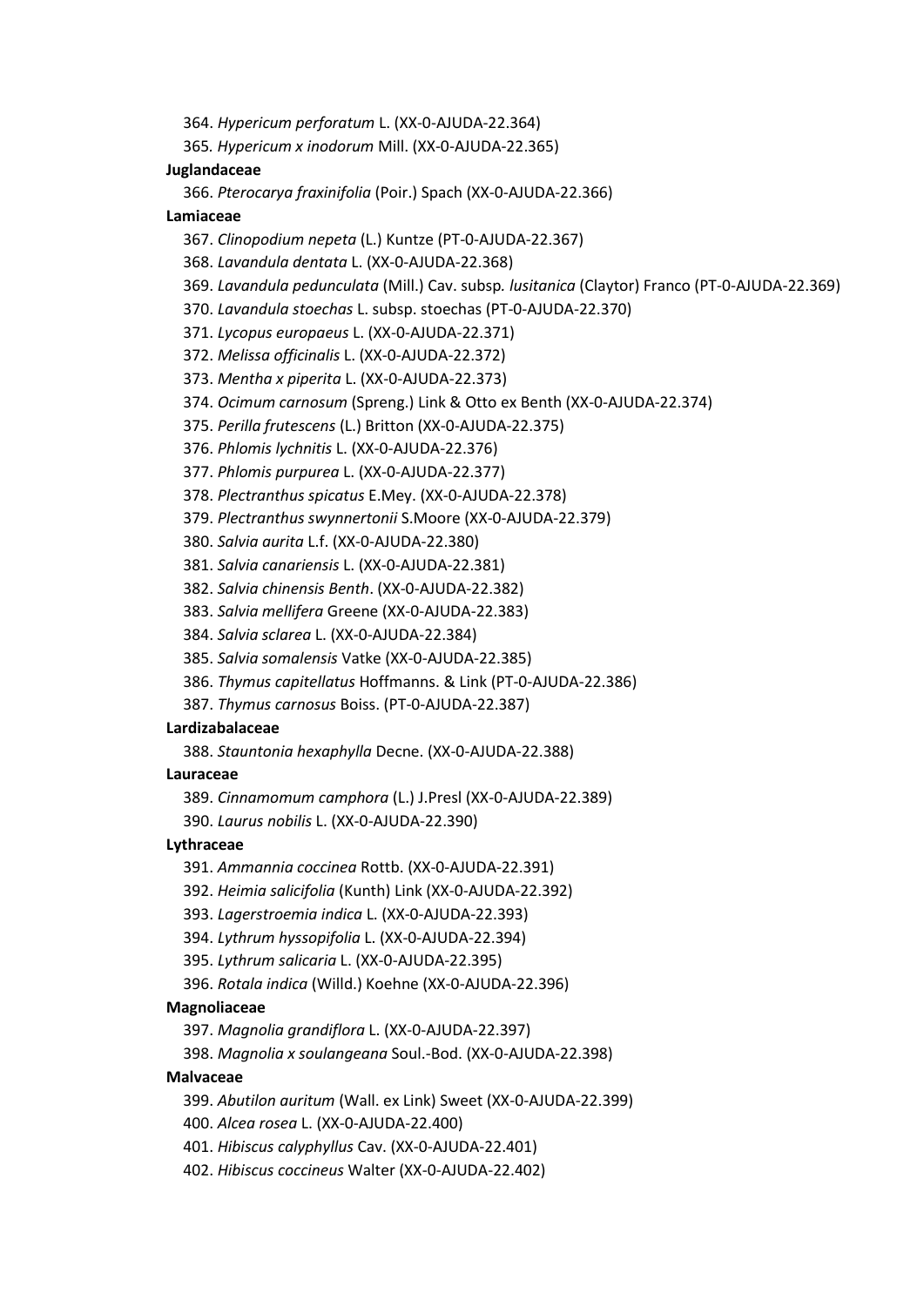364. *Hypericum perforatum* L. (XX-0-AJUDA-22.364)
365. *Hypericum x inodorum* Mill. (XX-0-AJUDA-22.365)

**Juglandaceae**

366. *Pterocarya fraxinifolia* (Poir.) Spach (XX-0-AJUDA-22.366)

**Lamiaceae**

367. *Clinopodium nepeta* (L.) Kuntze (PT-0-AJUDA-22.367)
368. *Lavandula dentata* L. (XX-0-AJUDA-22.368)
369. *Lavandula pedunculata* (Mill.) Cav. subsp. *lusitanica* (Claytor) Franco (PT-0-AJUDA-22.369)
370. *Lavandula stoechas* L. subsp. stoechas (PT-0-AJUDA-22.370)
371. *Lycopus europaeus* L. (XX-0-AJUDA-22.371)
372. *Melissa officinalis* L. (XX-0-AJUDA-22.372)
373. *Mentha x piperita* L. (XX-0-AJUDA-22.373)
374. *Ocimum carnosum* (Spreng.) Link & Otto ex Benth (XX-0-AJUDA-22.374)
375. *Perilla frutescens* (L.) Britton (XX-0-AJUDA-22.375)
376. *Phlomis lychnitis* L. (XX-0-AJUDA-22.376)
377. *Phlomis purpurea* L. (XX-0-AJUDA-22.377)
378. *Plectranthus spicatus* E.Mey. (XX-0-AJUDA-22.378)
379. *Plectranthus swynnertonii* S.Moore (XX-0-AJUDA-22.379)
380. *Salvia aurita* L.f. (XX-0-AJUDA-22.380)
381. *Salvia canariensis* L. (XX-0-AJUDA-22.381)
382. *Salvia chinensis Benth*. (XX-0-AJUDA-22.382)
383. *Salvia mellifera* Greene (XX-0-AJUDA-22.383)
384. *Salvia sclarea* L. (XX-0-AJUDA-22.384)
385. *Salvia somalensis* Vatke (XX-0-AJUDA-22.385)
386. *Thymus capitellatus* Hoffmanns. & Link (PT-0-AJUDA-22.386)
387. *Thymus carnosus* Boiss. (PT-0-AJUDA-22.387)

**Lardizabalaceae**

388. *Stauntonia hexaphylla* Decne. (XX-0-AJUDA-22.388)

**Lauraceae**

389. *Cinnamomum camphora* (L.) J.Presl (XX-0-AJUDA-22.389)
390. *Laurus nobilis* L. (XX-0-AJUDA-22.390)

**Lythraceae**

391. *Ammannia coccinea* Rottb. (XX-0-AJUDA-22.391)
392. *Heimia salicifolia* (Kunth) Link (XX-0-AJUDA-22.392)
393. *Lagerstroemia indica* L. (XX-0-AJUDA-22.393)
394. *Lythrum hyssopifolia* L. (XX-0-AJUDA-22.394)
395. *Lythrum salicaria* L. (XX-0-AJUDA-22.395)
396. *Rotala indica* (Willd.) Koehne (XX-0-AJUDA-22.396)

**Magnoliaceae**

397. *Magnolia grandiflora* L. (XX-0-AJUDA-22.397)
398. *Magnolia x soulangeana* Soul.-Bod. (XX-0-AJUDA-22.398)

**Malvaceae**

399. *Abutilon auritum* (Wall. ex Link) Sweet (XX-0-AJUDA-22.399)
400. *Alcea rosea* L. (XX-0-AJUDA-22.400)
401. *Hibiscus calyphyllus* Cav. (XX-0-AJUDA-22.401)
402. *Hibiscus coccineus* Walter (XX-0-AJUDA-22.402)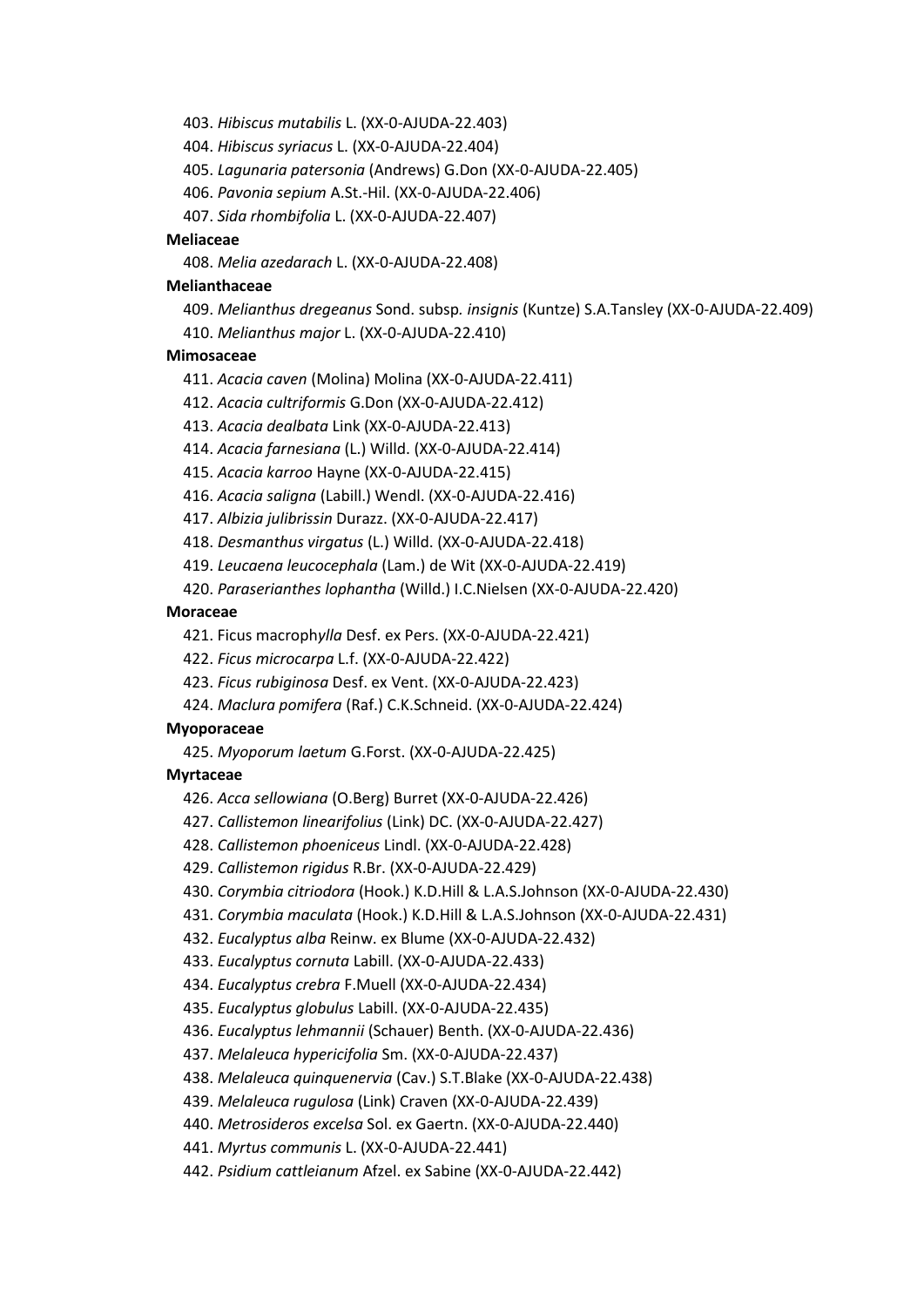403. *Hibiscus mutabilis* L. (XX-0-AJUDA-22.403)

404. *Hibiscus syriacus* L. (XX-0-AJUDA-22.404)

405. *Lagunaria patersonia* (Andrews) G.Don (XX-0-AJUDA-22.405)

406. *Pavonia sepium* A.St.-Hil. (XX-0-AJUDA-22.406)

407. *Sida rhombifolia* L. (XX-0-AJUDA-22.407)

**Meliaceae**

408. *Melia azedarach* L. (XX-0-AJUDA-22.408)

**Melianthaceae**

409. *Melianthus dregeanus* Sond. subsp. *insignis* (Kuntze) S.A.Tansley (XX-0-AJUDA-22.409)

410. *Melianthus major* L. (XX-0-AJUDA-22.410)

**Mimosaceae**

411. *Acacia caven* (Molina) Molina (XX-0-AJUDA-22.411)

412. *Acacia cultriformis* G.Don (XX-0-AJUDA-22.412)

413. *Acacia dealbata* Link (XX-0-AJUDA-22.413)

414. *Acacia farnesiana* (L.) Willd. (XX-0-AJUDA-22.414)

415. *Acacia karroo* Hayne (XX-0-AJUDA-22.415)

416. *Acacia saligna* (Labill.) Wendl. (XX-0-AJUDA-22.416)

417. *Albizia julibrissin* Durazz. (XX-0-AJUDA-22.417)

418. *Desmanthus virgatus* (L.) Willd. (XX-0-AJUDA-22.418)

419. *Leucaena leucocephala* (Lam.) de Wit (XX-0-AJUDA-22.419)

420. *Paraserianthes lophantha* (Willd.) I.C.Nielsen (XX-0-AJUDA-22.420)

**Moraceae**

421. Ficus macroph*ylla* Desf. ex Pers. (XX-0-AJUDA-22.421)

422. *Ficus microcarpa* L.f. (XX-0-AJUDA-22.422)

423. *Ficus rubiginosa* Desf. ex Vent. (XX-0-AJUDA-22.423)

424. *Maclura pomifera* (Raf.) C.K.Schneid. (XX-0-AJUDA-22.424)

**Myoporaceae**

425. *Myoporum laetum* G.Forst. (XX-0-AJUDA-22.425)

**Myrtaceae**

426. *Acca sellowiana* (O.Berg) Burret (XX-0-AJUDA-22.426)

427. *Callistemon linearifolius* (Link) DC. (XX-0-AJUDA-22.427)

428. *Callistemon phoeniceus* Lindl. (XX-0-AJUDA-22.428)

429. *Callistemon rigidus* R.Br. (XX-0-AJUDA-22.429)

430. *Corymbia citriodora* (Hook.) K.D.Hill & L.A.S.Johnson (XX-0-AJUDA-22.430)

431. *Corymbia maculata* (Hook.) K.D.Hill & L.A.S.Johnson (XX-0-AJUDA-22.431)

432. *Eucalyptus alba* Reinw. ex Blume (XX-0-AJUDA-22.432)

433. *Eucalyptus cornuta* Labill. (XX-0-AJUDA-22.433)

434. *Eucalyptus crebra* F.Muell (XX-0-AJUDA-22.434)

435. *Eucalyptus globulus* Labill. (XX-0-AJUDA-22.435)

436. *Eucalyptus lehmannii* (Schauer) Benth. (XX-0-AJUDA-22.436)

437. *Melaleuca hypericifolia* Sm. (XX-0-AJUDA-22.437)

438. *Melaleuca quinquenervia* (Cav.) S.T.Blake (XX-0-AJUDA-22.438)

439. *Melaleuca rugulosa* (Link) Craven (XX-0-AJUDA-22.439)

440. *Metrosideros excelsa* Sol. ex Gaertn. (XX-0-AJUDA-22.440)

441. *Myrtus communis* L. (XX-0-AJUDA-22.441)

442. *Psidium cattleianum* Afzel. ex Sabine (XX-0-AJUDA-22.442)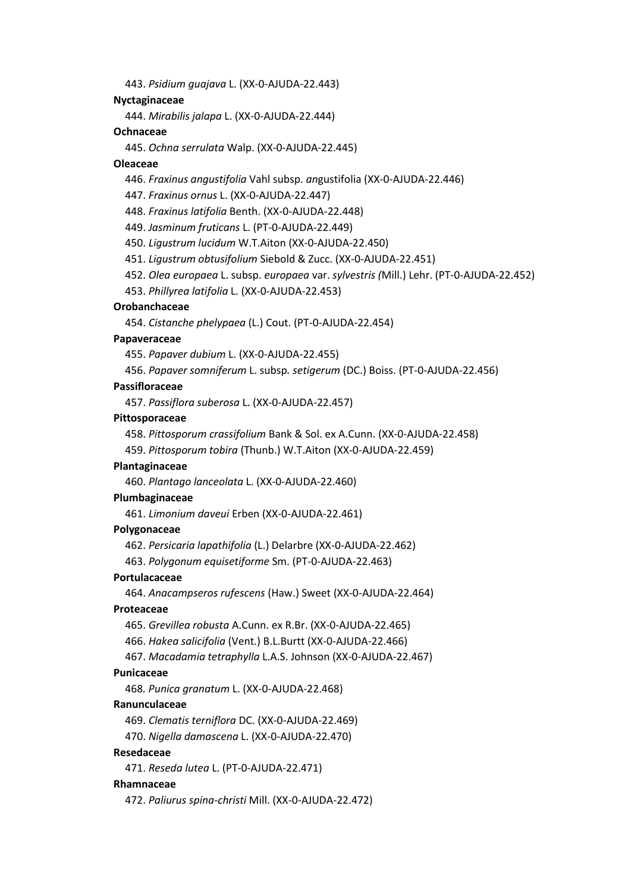443. *Psidium guajava* L. (XX-0-AJUDA-22.443)

**Nyctaginaceae**

444. *Mirabilis jalapa* L. (XX-0-AJUDA-22.444)

**Ochnaceae**

445. *Ochna serrulata* Walp. (XX-0-AJUDA-22.445)

**Oleaceae**

446. *Fraxinus angustifolia* Vahl subsp. *an*gustifolia (XX-0-AJUDA-22.446)

447. *Fraxinus ornus* L. (XX-0-AJUDA-22.447)

448. *Fraxinus latifolia* Benth. (XX-0-AJUDA-22.448)

449. *Jasminum fruticans* L. (PT-0-AJUDA-22.449)

450. *Ligustrum lucidum* W.T.Aiton (XX-0-AJUDA-22.450)

451. *Ligustrum obtusifolium* Siebold & Zucc. (XX-0-AJUDA-22.451)

452. *Olea europaea* L. subsp. *europaea* var. *sylvestris (*Mill.) Lehr. (PT-0-AJUDA-22.452)

453. *Phillyrea latifolia* L. (XX-0-AJUDA-22.453)

**Orobanchaceae**

454. *Cistanche phelypaea* (L.) Cout. (PT-0-AJUDA-22.454)

**Papaveraceae**

455. *Papaver dubium* L. (XX-0-AJUDA-22.455)

456. *Papaver somniferum* L. subsp*. setigerum* (DC.) Boiss. (PT-0-AJUDA-22.456)

**Passifloraceae**

457. *Passiflora suberosa* L. (XX-0-AJUDA-22.457)

**Pittosporaceae**

458. *Pittosporum crassifolium* Bank & Sol. ex A.Cunn. (XX-0-AJUDA-22.458)

459. *Pittosporum tobira* (Thunb.) W.T.Aiton (XX-0-AJUDA-22.459)

**Plantaginaceae**

460. *Plantago lanceolata* L. (XX-0-AJUDA-22.460)

**Plumbaginaceae**

461. *Limonium daveui* Erben (XX-0-AJUDA-22.461)

**Polygonaceae**

462. *Persicaria lapathifolia* (L.) Delarbre (XX-0-AJUDA-22.462)

463. *Polygonum equisetiforme* Sm. (PT-0-AJUDA-22.463)

**Portulacaceae**

464. *Anacampseros rufescens* (Haw.) Sweet (XX-0-AJUDA-22.464)

**Proteaceae**

465. *Grevillea robusta* A.Cunn. ex R.Br. (XX-0-AJUDA-22.465)

466. *Hakea salicifolia* (Vent.) B.L.Burtt (XX-0-AJUDA-22.466)

467. *Macadamia tetraphylla* L.A.S. Johnson (XX-0-AJUDA-22.467)

**Punicaceae**

468*. Punica granatum* L. (XX-0-AJUDA-22.468)

**Ranunculaceae**

469. *Clematis terniflora* DC. (XX-0-AJUDA-22.469)

470. *Nigella damascena* L. (XX-0-AJUDA-22.470)

**Resedaceae**

471. *Reseda lutea* L. (PT-0-AJUDA-22.471)

**Rhamnaceae**

472. *Paliurus spina-christi* Mill. (XX-0-AJUDA-22.472)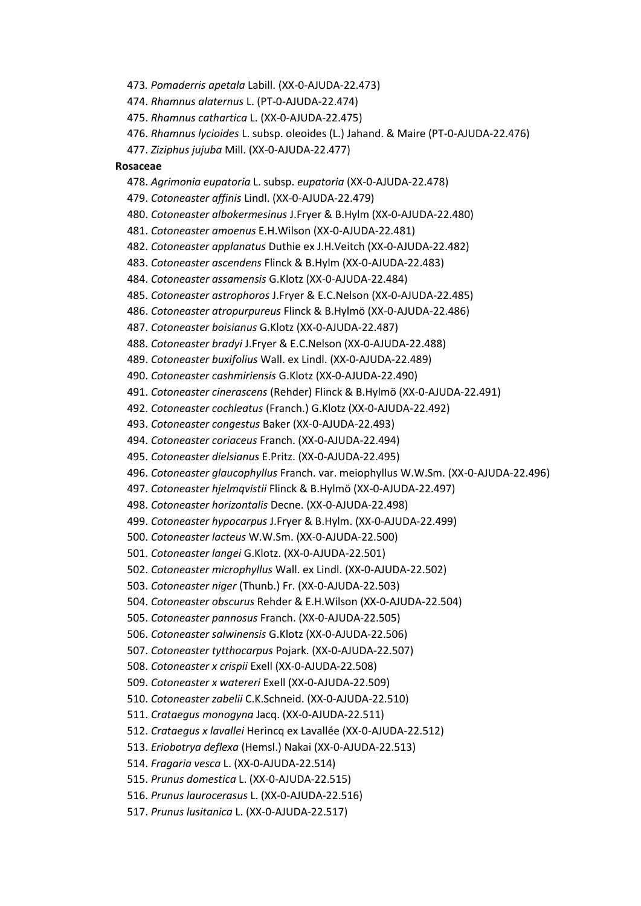473. *Pomaderris apetala* Labill. (XX-0-AJUDA-22.473)

474. *Rhamnus alaternus* L. (PT-0-AJUDA-22.474)

475. *Rhamnus cathartica* L. (XX-0-AJUDA-22.475)

476. *Rhamnus lycioides* L. subsp. oleoides (L.) Jahand. & Maire (PT-0-AJUDA-22.476)

477. *Ziziphus jujuba* Mill. (XX-0-AJUDA-22.477)

**Rosaceae**

478. *Agrimonia eupatoria* L. subsp. *eupatoria* (XX-0-AJUDA-22.478)

479. *Cotoneaster affinis* Lindl. (XX-0-AJUDA-22.479)

480. *Cotoneaster albokermesinus* J.Fryer & B.Hylm (XX-0-AJUDA-22.480)

481. *Cotoneaster amoenus* E.H.Wilson (XX-0-AJUDA-22.481)

482. *Cotoneaster applanatus* Duthie ex J.H.Veitch (XX-0-AJUDA-22.482)

483. *Cotoneaster ascendens* Flinck & B.Hylm (XX-0-AJUDA-22.483)

484. *Cotoneaster assamensis* G.Klotz (XX-0-AJUDA-22.484)

485. *Cotoneaster astrophoros* J.Fryer & E.C.Nelson (XX-0-AJUDA-22.485)

486. *Cotoneaster atropurpureus* Flinck & B.Hylmö (XX-0-AJUDA-22.486)

487. *Cotoneaster boisianus* G.Klotz (XX-0-AJUDA-22.487)

488. *Cotoneaster bradyi* J.Fryer & E.C.Nelson (XX-0-AJUDA-22.488)

489. *Cotoneaster buxifolius* Wall. ex Lindl. (XX-0-AJUDA-22.489)

490. *Cotoneaster cashmiriensis* G.Klotz (XX-0-AJUDA-22.490)

491. *Cotoneaster cinerascens* (Rehder) Flinck & B.Hylmö (XX-0-AJUDA-22.491)

492. *Cotoneaster cochleatus* (Franch.) G.Klotz (XX-0-AJUDA-22.492)

493. *Cotoneaster congestus* Baker (XX-0-AJUDA-22.493)

494. *Cotoneaster coriaceus* Franch. (XX-0-AJUDA-22.494)

495. *Cotoneaster dielsianus* E.Pritz. (XX-0-AJUDA-22.495)

496. *Cotoneaster glaucophyllus* Franch. var. meiophyllus W.W.Sm. (XX-0-AJUDA-22.496)

497. *Cotoneaster hjelmqvistii* Flinck & B.Hylmö (XX-0-AJUDA-22.497)

498. *Cotoneaster horizontalis* Decne. (XX-0-AJUDA-22.498)

499. *Cotoneaster hypocarpus* J.Fryer & B.Hylm. (XX-0-AJUDA-22.499)

500. *Cotoneaster lacteus* W.W.Sm. (XX-0-AJUDA-22.500)

501. *Cotoneaster langei* G.Klotz. (XX-0-AJUDA-22.501)

502. *Cotoneaster microphyllus* Wall. ex Lindl. (XX-0-AJUDA-22.502)

503. *Cotoneaster niger* (Thunb.) Fr. (XX-0-AJUDA-22.503)

504. *Cotoneaster obscurus* Rehder & E.H.Wilson (XX-0-AJUDA-22.504)

505. *Cotoneaster pannosus* Franch. (XX-0-AJUDA-22.505)

506. *Cotoneaster salwinensis* G.Klotz (XX-0-AJUDA-22.506)

507. *Cotoneaster tytthocarpus* Pojark. (XX-0-AJUDA-22.507)

508. *Cotoneaster x crispii* Exell (XX-0-AJUDA-22.508)

509. *Cotoneaster x watereri* Exell (XX-0-AJUDA-22.509)

510. *Cotoneaster zabelii* C.K.Schneid. (XX-0-AJUDA-22.510)

511. *Crataegus monogyna* Jacq. (XX-0-AJUDA-22.511)

512. *Crataegus x lavallei* Herincq ex Lavallée (XX-0-AJUDA-22.512)

513. *Eriobotrya deflexa* (Hemsl.) Nakai (XX-0-AJUDA-22.513)

514. *Fragaria vesca* L. (XX-0-AJUDA-22.514)

515. *Prunus domestica* L. (XX-0-AJUDA-22.515)

516. *Prunus laurocerasus* L. (XX-0-AJUDA-22.516)

517. *Prunus lusitanica* L. (XX-0-AJUDA-22.517)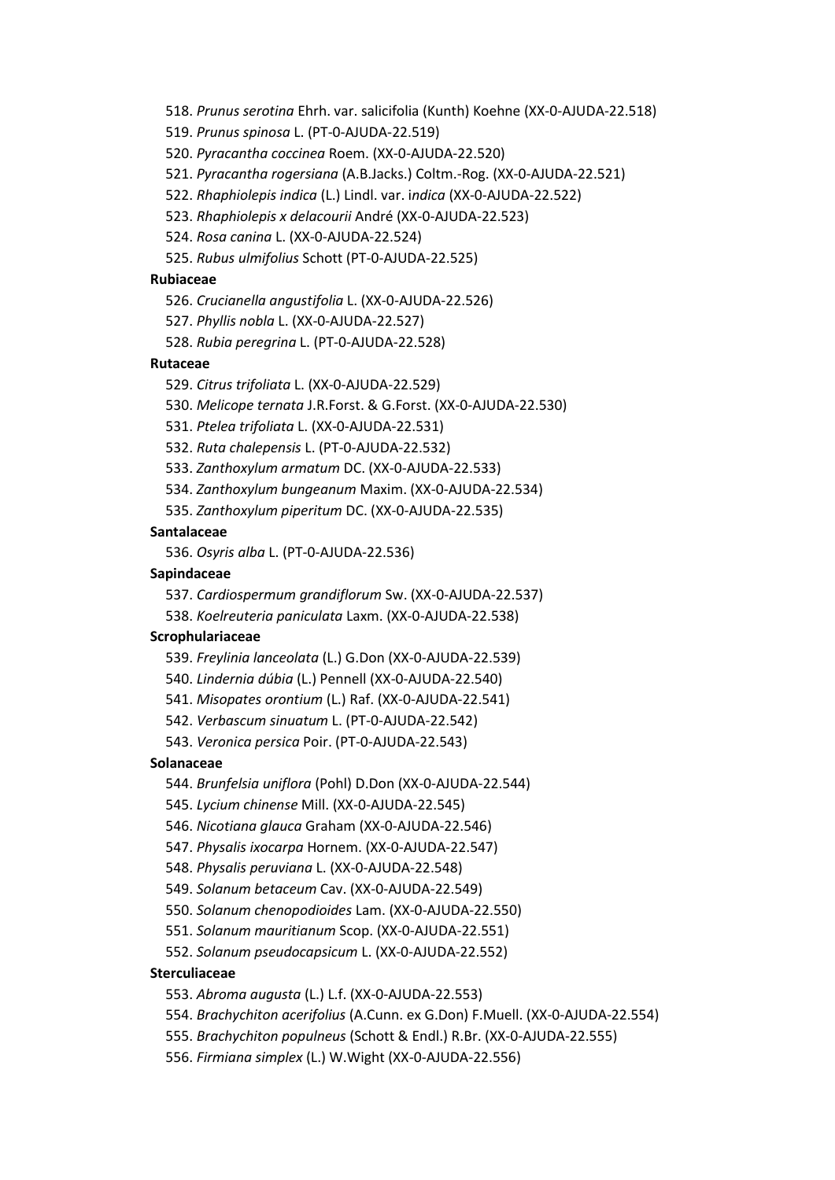518. *Prunus serotina* Ehrh. var. salicifolia (Kunth) Koehne (XX-0-AJUDA-22.518)

519. *Prunus spinosa* L. (PT-0-AJUDA-22.519)

520. *Pyracantha coccinea* Roem. (XX-0-AJUDA-22.520)

521. *Pyracantha rogersiana* (A.B.Jacks.) Coltm.-Rog. (XX-0-AJUDA-22.521)

522. *Rhaphiolepis indica* (L.) Lindl. var. *indica* (XX-0-AJUDA-22.522)

523. *Rhaphiolepis x delacourii* André (XX-0-AJUDA-22.523)

524. *Rosa canina* L. (XX-0-AJUDA-22.524)

525. *Rubus ulmifolius* Schott (PT-0-AJUDA-22.525)

**Rubiaceae**

526. *Crucianella angustifolia* L. (XX-0-AJUDA-22.526)

527. *Phyllis nobla* L. (XX-0-AJUDA-22.527)

528. *Rubia peregrina* L. (PT-0-AJUDA-22.528)

**Rutaceae**

529. *Citrus trifoliata* L. (XX-0-AJUDA-22.529)

530. *Melicope ternata* J.R.Forst. & G.Forst. (XX-0-AJUDA-22.530)

531. *Ptelea trifoliata* L. (XX-0-AJUDA-22.531)

532. *Ruta chalepensis* L. (PT-0-AJUDA-22.532)

533. *Zanthoxylum armatum* DC. (XX-0-AJUDA-22.533)

534. *Zanthoxylum bungeanum* Maxim. (XX-0-AJUDA-22.534)

535. *Zanthoxylum piperitum* DC. (XX-0-AJUDA-22.535)

**Santalaceae**

536. *Osyris alba* L. (PT-0-AJUDA-22.536)

**Sapindaceae**

537. *Cardiospermum grandiflorum* Sw. (XX-0-AJUDA-22.537)

538. *Koelreuteria paniculata* Laxm. (XX-0-AJUDA-22.538)

**Scrophulariaceae**

539. *Freylinia lanceolata* (L.) G.Don (XX-0-AJUDA-22.539)

540. *Lindernia dúbia* (L.) Pennell (XX-0-AJUDA-22.540)

541. *Misopates orontium* (L.) Raf. (XX-0-AJUDA-22.541)

542. *Verbascum sinuatum* L. (PT-0-AJUDA-22.542)

543. *Veronica persica* Poir. (PT-0-AJUDA-22.543)

**Solanaceae**

544. *Brunfelsia uniflora* (Pohl) D.Don (XX-0-AJUDA-22.544)

545. *Lycium chinense* Mill. (XX-0-AJUDA-22.545)

546. *Nicotiana glauca* Graham (XX-0-AJUDA-22.546)

547. *Physalis ixocarpa* Hornem. (XX-0-AJUDA-22.547)

548. *Physalis peruviana* L. (XX-0-AJUDA-22.548)

549. *Solanum betaceum* Cav. (XX-0-AJUDA-22.549)

550. *Solanum chenopodioides* Lam. (XX-0-AJUDA-22.550)

551. *Solanum mauritianum* Scop. (XX-0-AJUDA-22.551)

552. *Solanum pseudocapsicum* L. (XX-0-AJUDA-22.552)

**Sterculiaceae**

553. *Abroma augusta* (L.) L.f. (XX-0-AJUDA-22.553)

554. *Brachychiton acerifolius* (A.Cunn. ex G.Don) F.Muell. (XX-0-AJUDA-22.554)

555. *Brachychiton populneus* (Schott & Endl.) R.Br. (XX-0-AJUDA-22.555)

556. *Firmiana simplex* (L.) W.Wight (XX-0-AJUDA-22.556)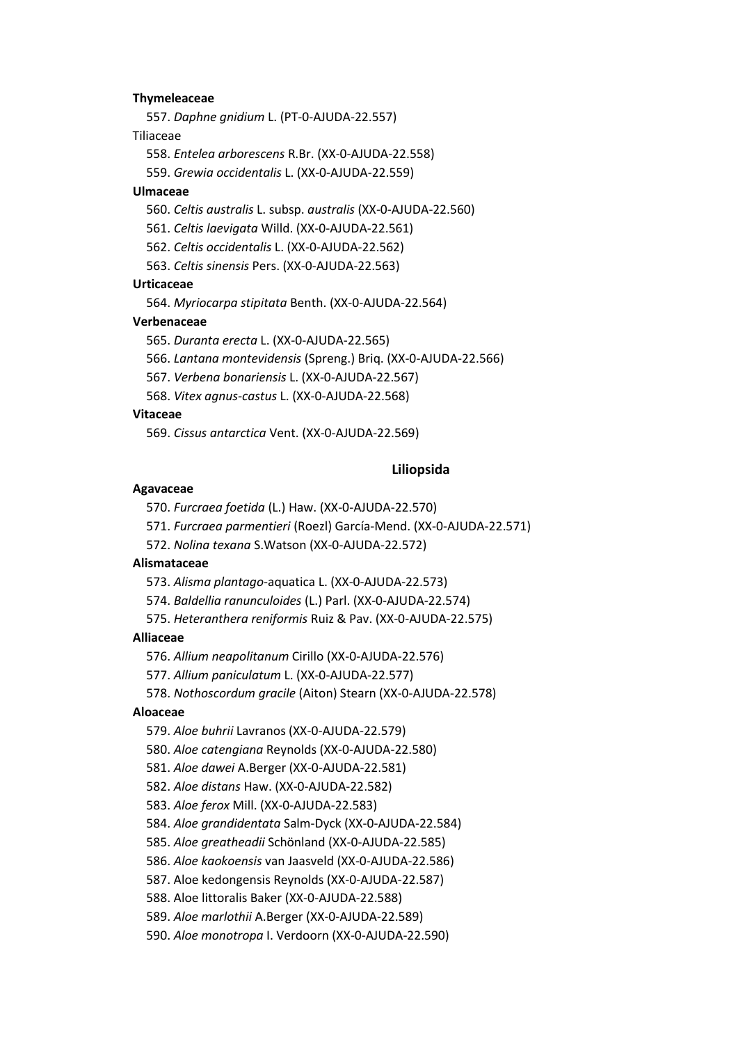**Thymeleaceae**

557. *Daphne gnidium* L. (PT-0-AJUDA-22.557)

Tiliaceae

558. *Entelea arborescens* R.Br. (XX-0-AJUDA-22.558)
559. *Grewia occidentalis* L. (XX-0-AJUDA-22.559)

**Ulmaceae**

560. *Celtis australis* L. subsp. *australis* (XX-0-AJUDA-22.560)
561. *Celtis laevigata* Willd. (XX-0-AJUDA-22.561)
562. *Celtis occidentalis* L. (XX-0-AJUDA-22.562)
563. *Celtis sinensis* Pers. (XX-0-AJUDA-22.563)

**Urticaceae**

564. *Myriocarpa stipitata* Benth. (XX-0-AJUDA-22.564)

**Verbenaceae**

565. *Duranta erecta* L. (XX-0-AJUDA-22.565)
566. *Lantana montevidensis* (Spreng.) Briq. (XX-0-AJUDA-22.566)
567. *Verbena bonariensis* L. (XX-0-AJUDA-22.567)
568. *Vitex agnus-castus* L. (XX-0-AJUDA-22.568)

**Vitaceae**

569. *Cissus antarctica* Vent. (XX-0-AJUDA-22.569)

**Liliopsida**

**Agavaceae**

570. *Furcraea foetida* (L.) Haw. (XX-0-AJUDA-22.570)
571. *Furcraea parmentieri* (Roezl) García-Mend. (XX-0-AJUDA-22.571)
572. *Nolina texana* S.Watson (XX-0-AJUDA-22.572)

**Alismataceae**

573. *Alisma plantago*-aquatica L. (XX-0-AJUDA-22.573)
574. *Baldellia ranunculoides* (L.) Parl. (XX-0-AJUDA-22.574)
575. *Heteranthera reniformis* Ruiz & Pav. (XX-0-AJUDA-22.575)

**Alliaceae**

576. *Allium neapolitanum* Cirillo (XX-0-AJUDA-22.576)
577. *Allium paniculatum* L. (XX-0-AJUDA-22.577)
578. *Nothoscordum gracile* (Aiton) Stearn (XX-0-AJUDA-22.578)

**Aloaceae**

579. *Aloe buhrii* Lavranos (XX-0-AJUDA-22.579)
580. *Aloe catengiana* Reynolds (XX-0-AJUDA-22.580)
581. *Aloe dawei* A.Berger (XX-0-AJUDA-22.581)
582. *Aloe distans* Haw. (XX-0-AJUDA-22.582)
583. *Aloe ferox* Mill. (XX-0-AJUDA-22.583)
584. *Aloe grandidentata* Salm-Dyck (XX-0-AJUDA-22.584)
585. *Aloe greatheadii* Schönland (XX-0-AJUDA-22.585)
586. *Aloe kaokoensis* van Jaasveld (XX-0-AJUDA-22.586)
587. Aloe kedongensis Reynolds (XX-0-AJUDA-22.587)
588. Aloe littoralis Baker (XX-0-AJUDA-22.588)
589. *Aloe marlothii* A.Berger (XX-0-AJUDA-22.589)
590. *Aloe monotropa* I. Verdoorn (XX-0-AJUDA-22.590)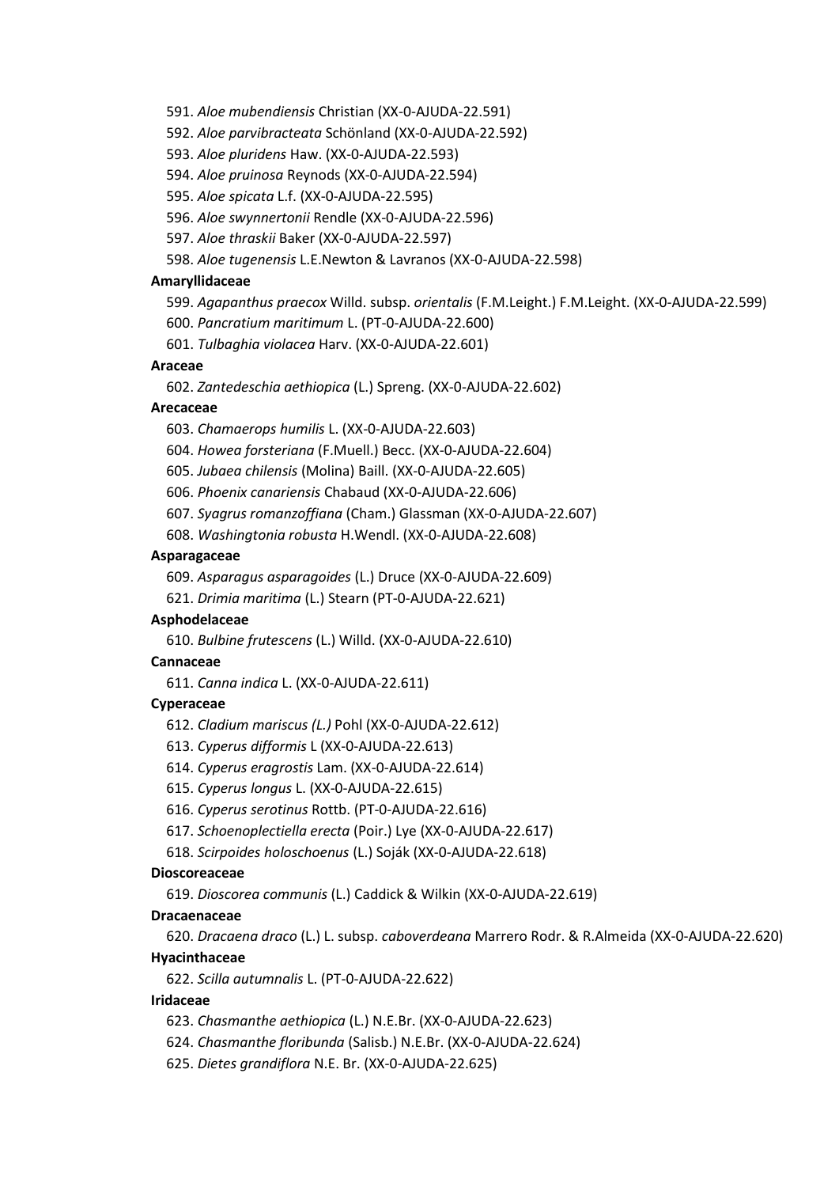591. *Aloe mubendiensis* Christian (XX-0-AJUDA-22.591)

592. *Aloe parvibracteata* Schönland (XX-0-AJUDA-22.592)

593. *Aloe pluridens* Haw. (XX-0-AJUDA-22.593)

594. *Aloe pruinosa* Reynods (XX-0-AJUDA-22.594)

595. *Aloe spicata* L.f. (XX-0-AJUDA-22.595)

596. *Aloe swynnertonii* Rendle (XX-0-AJUDA-22.596)

597. *Aloe thraskii* Baker (XX-0-AJUDA-22.597)

598. *Aloe tugenensis* L.E.Newton & Lavranos (XX-0-AJUDA-22.598)

**Amaryllidaceae**

599. *Agapanthus praecox* Willd. subsp. *orientalis* (F.M.Leight.) F.M.Leight. (XX-0-AJUDA-22.599)

600. *Pancratium maritimum* L. (PT-0-AJUDA-22.600)

601. *Tulbaghia violacea* Harv. (XX-0-AJUDA-22.601)

**Araceae**

602. *Zantedeschia aethiopica* (L.) Spreng. (XX-0-AJUDA-22.602)

**Arecaceae**

603. *Chamaerops humilis* L. (XX-0-AJUDA-22.603)

604. *Howea forsteriana* (F.Muell.) Becc. (XX-0-AJUDA-22.604)

605. *Jubaea chilensis* (Molina) Baill. (XX-0-AJUDA-22.605)

606. *Phoenix canariensis* Chabaud (XX-0-AJUDA-22.606)

607. *Syagrus romanzoffiana* (Cham.) Glassman (XX-0-AJUDA-22.607)

608. *Washingtonia robusta* H.Wendl. (XX-0-AJUDA-22.608)

**Asparagaceae**

609. *Asparagus asparagoides* (L.) Druce (XX-0-AJUDA-22.609)

621. *Drimia maritima* (L.) Stearn (PT-0-AJUDA-22.621)

**Asphodelaceae**

610. *Bulbine frutescens* (L.) Willd. (XX-0-AJUDA-22.610)

**Cannaceae**

611. *Canna indica* L. (XX-0-AJUDA-22.611)

**Cyperaceae**

612. *Cladium mariscus (L.)* Pohl (XX-0-AJUDA-22.612)

613. *Cyperus difformis* L (XX-0-AJUDA-22.613)

614. *Cyperus eragrostis* Lam. (XX-0-AJUDA-22.614)

615. *Cyperus longus* L. (XX-0-AJUDA-22.615)

616. *Cyperus serotinus* Rottb. (PT-0-AJUDA-22.616)

617. *Schoenoplectiella erecta* (Poir.) Lye (XX-0-AJUDA-22.617)

618. *Scirpoides holoschoenus* (L.) Soják (XX-0-AJUDA-22.618)

**Dioscoreaceae**

619. *Dioscorea communis* (L.) Caddick & Wilkin (XX-0-AJUDA-22.619)

**Dracaenaceae**

620. *Dracaena draco* (L.) L. subsp. *caboverdeana* Marrero Rodr. & R.Almeida (XX-0-AJUDA-22.620)

**Hyacinthaceae**

622. *Scilla autumnalis* L. (PT-0-AJUDA-22.622)

**Iridaceae**

623. *Chasmanthe aethiopica* (L.) N.E.Br. (XX-0-AJUDA-22.623)

624. *Chasmanthe floribunda* (Salisb.) N.E.Br. (XX-0-AJUDA-22.624)

625. *Dietes grandiflora* N.E. Br. (XX-0-AJUDA-22.625)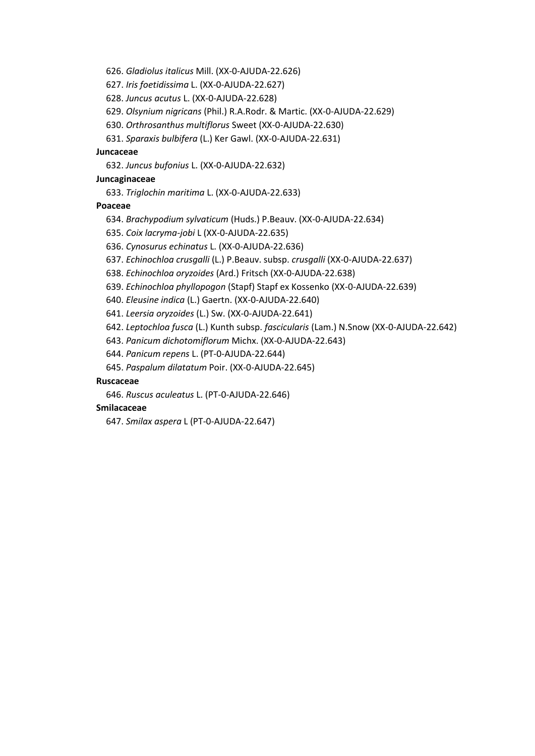626. *Gladiolus italicus* Mill. (XX-0-AJUDA-22.626)

627. *Iris foetidissima* L. (XX-0-AJUDA-22.627)

628. *Juncus acutus* L. (XX-0-AJUDA-22.628)

629. *Olsynium nigricans* (Phil.) R.A.Rodr. & Martic. (XX-0-AJUDA-22.629)

630. *Orthrosanthus multiflorus* Sweet (XX-0-AJUDA-22.630)

631. *Sparaxis bulbifera* (L.) Ker Gawl. (XX-0-AJUDA-22.631)

**Juncaceae**

632. *Juncus bufonius* L. (XX-0-AJUDA-22.632)

**Juncaginaceae**

633. *Triglochin maritima* L. (XX-0-AJUDA-22.633)

**Poaceae**

634. *Brachypodium sylvaticum* (Huds.) P.Beauv. (XX-0-AJUDA-22.634)

635. *Coix lacryma-jobi* L (XX-0-AJUDA-22.635)

636. *Cynosurus echinatus* L. (XX-0-AJUDA-22.636)

637. *Echinochloa crusgalli* (L.) P.Beauv. subsp. *crusgalli* (XX-0-AJUDA-22.637)

638. *Echinochloa oryzoides* (Ard.) Fritsch (XX-0-AJUDA-22.638)

639. *Echinochloa phyllopogon* (Stapf) Stapf ex Kossenko (XX-0-AJUDA-22.639)

640. *Eleusine indica* (L.) Gaertn. (XX-0-AJUDA-22.640)

641. *Leersia oryzoides* (L.) Sw. (XX-0-AJUDA-22.641)

642. *Leptochloa fusca* (L.) Kunth subsp. *fascicularis* (Lam.) N.Snow (XX-0-AJUDA-22.642)

643. *Panicum dichotomiflorum* Michx. (XX-0-AJUDA-22.643)

644. *Panicum repens* L. (PT-0-AJUDA-22.644)

645. *Paspalum dilatatum* Poir. (XX-0-AJUDA-22.645)

**Ruscaceae**

646. *Ruscus aculeatus* L. (PT-0-AJUDA-22.646)

**Smilacaceae**

647. *Smilax aspera* L (PT-0-AJUDA-22.647)